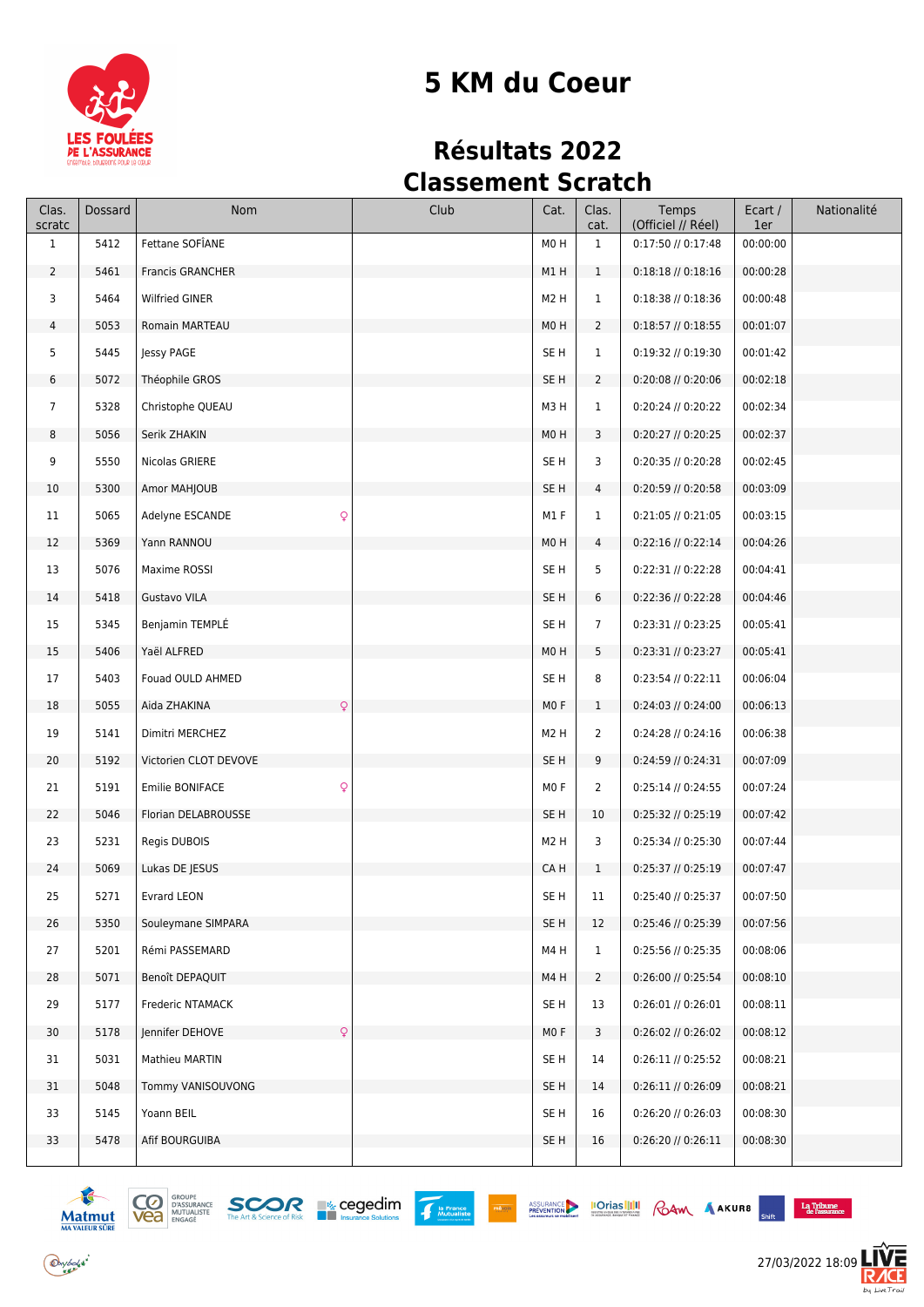# 5 KM du Coeur

## Résultats 2022

## Classement Scratch

| Clas. scratc | Dossard | Nom | Club | Cat. | Clas. cat. | Temps (Officiel // Réel) | Ecart / 1er | Nationalité |
|---|---|---|---|---|---|---|---|---|
| 1 | 5412 | Fettane SOFÎANE | | M0 H | 1 | 0:17:50 // 0:17:48 | 00:00:00 | |
| 2 | 5461 | Francis GRANCHER | | M1 H | 1 | 0:18:18 // 0:18:16 | 00:00:28 | |
| 3 | 5464 | Wilfried GINER | | M2 H | 1 | 0:18:38 // 0:18:36 | 00:00:48 | |
| 4 | 5053 | Romain MARTEAU | | M0 H | 2 | 0:18:57 // 0:18:55 | 00:01:07 | |
| 5 | 5445 | Jessy PAGE | | SE H | 1 | 0:19:32 // 0:19:30 | 00:01:42 | |
| 6 | 5072 | Théophile GROS | | SE H | 2 | 0:20:08 // 0:20:06 | 00:02:18 | |
| 7 | 5328 | Christophe QUEAU | | M3 H | 1 | 0:20:24 // 0:20:22 | 00:02:34 | |
| 8 | 5056 | Serik ZHAKIN | | M0 H | 3 | 0:20:27 // 0:20:25 | 00:02:37 | |
| 9 | 5550 | Nicolas GRIERE | | SE H | 3 | 0:20:35 // 0:20:28 | 00:02:45 | |
| 10 | 5300 | Amor MAHJOUB | | SE H | 4 | 0:20:59 // 0:20:58 | 00:03:09 | |
| 11 | 5065 | Adelyne ESCANDE ♀ | | M1 F | 1 | 0:21:05 // 0:21:05 | 00:03:15 | |
| 12 | 5369 | Yann RANNOU | | M0 H | 4 | 0:22:16 // 0:22:14 | 00:04:26 | |
| 13 | 5076 | Maxime ROSSI | | SE H | 5 | 0:22:31 // 0:22:28 | 00:04:41 | |
| 14 | 5418 | Gustavo VILA | | SE H | 6 | 0:22:36 // 0:22:28 | 00:04:46 | |
| 15 | 5345 | Benjamin TEMPLÉ | | SE H | 7 | 0:23:31 // 0:23:25 | 00:05:41 | |
| 15 | 5406 | Yaël ALFRED | | M0 H | 5 | 0:23:31 // 0:23:27 | 00:05:41 | |
| 17 | 5403 | Fouad OULD AHMED | | SE H | 8 | 0:23:54 // 0:22:11 | 00:06:04 | |
| 18 | 5055 | Aida ZHAKINA ♀ | | M0 F | 1 | 0:24:03 // 0:24:00 | 00:06:13 | |
| 19 | 5141 | Dimitri MERCHEZ | | M2 H | 2 | 0:24:28 // 0:24:16 | 00:06:38 | |
| 20 | 5192 | Victorien CLOT DEVOVE | | SE H | 9 | 0:24:59 // 0:24:31 | 00:07:09 | |
| 21 | 5191 | Emilie BONIFACE ♀ | | M0 F | 2 | 0:25:14 // 0:24:55 | 00:07:24 | |
| 22 | 5046 | Florian DELABROUSSE | | SE H | 10 | 0:25:32 // 0:25:19 | 00:07:42 | |
| 23 | 5231 | Regis DUBOIS | | M2 H | 3 | 0:25:34 // 0:25:30 | 00:07:44 | |
| 24 | 5069 | Lukas DE JESUS | | CA H | 1 | 0:25:37 // 0:25:19 | 00:07:47 | |
| 25 | 5271 | Evrard LEON | | SE H | 11 | 0:25:40 // 0:25:37 | 00:07:50 | |
| 26 | 5350 | Souleymane SIMPARA | | SE H | 12 | 0:25:46 // 0:25:39 | 00:07:56 | |
| 27 | 5201 | Rémi PASSEMARD | | M4 H | 1 | 0:25:56 // 0:25:35 | 00:08:06 | |
| 28 | 5071 | Benoît DEPAQUIT | | M4 H | 2 | 0:26:00 // 0:25:54 | 00:08:10 | |
| 29 | 5177 | Frederic NTAMACK | | SE H | 13 | 0:26:01 // 0:26:01 | 00:08:11 | |
| 30 | 5178 | Jennifer DEHOVE ♀ | | M0 F | 3 | 0:26:02 // 0:26:02 | 00:08:12 | |
| 31 | 5031 | Mathieu MARTIN | | SE H | 14 | 0:26:11 // 0:25:52 | 00:08:21 | |
| 31 | 5048 | Tommy VANISOUVONG | | SE H | 14 | 0:26:11 // 0:26:09 | 00:08:21 | |
| 33 | 5145 | Yoann BEIL | | SE H | 16 | 0:26:20 // 0:26:03 | 00:08:30 | |
| 33 | 5478 | Afif BOURGUIBA | | SE H | 16 | 0:26:20 // 0:26:11 | 00:08:30 | |

27/03/2022 18:09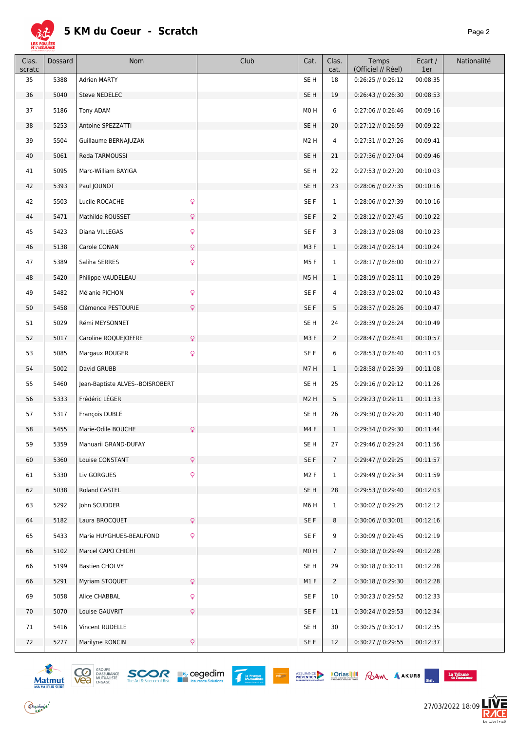# 5 KM du Coeur - Scratch

| Clas. scratc | Dossard | Nom | Club | Cat. | Clas. cat. | Temps (Officiel // Réel) | Ecart / 1er | Nationalité |
|---|---|---|---|---|---|---|---|---|
| 35 | 5388 | Adrien MARTY | | SE H | 18 | 0:26:25 // 0:26:12 | 00:08:35 | |
| 36 | 5040 | Steve NEDELEC | | SE H | 19 | 0:26:43 // 0:26:30 | 00:08:53 | |
| 37 | 5186 | Tony ADAM | | M0 H | 6 | 0:27:06 // 0:26:46 | 00:09:16 | |
| 38 | 5253 | Antoine SPEZZATTI | | SE H | 20 | 0:27:12 // 0:26:59 | 00:09:22 | |
| 39 | 5504 | Guillaume BERNAJUZAN | | M2 H | 4 | 0:27:31 // 0:27:26 | 00:09:41 | |
| 40 | 5061 | Reda TARMOUSSI | | SE H | 21 | 0:27:36 // 0:27:04 | 00:09:46 | |
| 41 | 5095 | Marc-William BAYIGA | | SE H | 22 | 0:27:53 // 0:27:20 | 00:10:03 | |
| 42 | 5393 | Paul JOUNOT | | SE H | 23 | 0:28:06 // 0:27:35 | 00:10:16 | |
| 42 | 5503 | Lucile ROCACHE ♀ | | SE F | 1 | 0:28:06 // 0:27:39 | 00:10:16 | |
| 44 | 5471 | Mathilde ROUSSET ♀ | | SE F | 2 | 0:28:12 // 0:27:45 | 00:10:22 | |
| 45 | 5423 | Diana VILLEGAS ♀ | | SE F | 3 | 0:28:13 // 0:28:08 | 00:10:23 | |
| 46 | 5138 | Carole CONAN ♀ | | M3 F | 1 | 0:28:14 // 0:28:14 | 00:10:24 | |
| 47 | 5389 | Saliha SERRES ♀ | | M5 F | 1 | 0:28:17 // 0:28:00 | 00:10:27 | |
| 48 | 5420 | Philippe VAUDELEAU | | M5 H | 1 | 0:28:19 // 0:28:11 | 00:10:29 | |
| 49 | 5482 | Mélanie PICHON ♀ | | SE F | 4 | 0:28:33 // 0:28:02 | 00:10:43 | |
| 50 | 5458 | Clémence PESTOURIE ♀ | | SE F | 5 | 0:28:37 // 0:28:26 | 00:10:47 | |
| 51 | 5029 | Rémi MEYSONNET | | SE H | 24 | 0:28:39 // 0:28:24 | 00:10:49 | |
| 52 | 5017 | Caroline ROQUEJOFFRE ♀ | | M3 F | 2 | 0:28:47 // 0:28:41 | 00:10:57 | |
| 53 | 5085 | Margaux ROUGER ♀ | | SE F | 6 | 0:28:53 // 0:28:40 | 00:11:03 | |
| 54 | 5002 | David GRUBB | | M7 H | 1 | 0:28:58 // 0:28:39 | 00:11:08 | |
| 55 | 5460 | Jean-Baptiste ALVES--BOISROBERT | | SE H | 25 | 0:29:16 // 0:29:12 | 00:11:26 | |
| 56 | 5333 | Frédéric LÉGER | | M2 H | 5 | 0:29:23 // 0:29:11 | 00:11:33 | |
| 57 | 5317 | François DUBLÉ | | SE H | 26 | 0:29:30 // 0:29:20 | 00:11:40 | |
| 58 | 5455 | Marie-Odile BOUCHE ♀ | | M4 F | 1 | 0:29:34 // 0:29:30 | 00:11:44 | |
| 59 | 5359 | Manuarii GRAND-DUFAY | | SE H | 27 | 0:29:46 // 0:29:24 | 00:11:56 | |
| 60 | 5360 | Louise CONSTANT ♀ | | SE F | 7 | 0:29:47 // 0:29:25 | 00:11:57 | |
| 61 | 5330 | Liv GORGUES ♀ | | M2 F | 1 | 0:29:49 // 0:29:34 | 00:11:59 | |
| 62 | 5038 | Roland CASTEL | | SE H | 28 | 0:29:53 // 0:29:40 | 00:12:03 | |
| 63 | 5292 | John SCUDDER | | M6 H | 1 | 0:30:02 // 0:29:25 | 00:12:12 | |
| 64 | 5182 | Laura BROCQUET ♀ | | SE F | 8 | 0:30:06 // 0:30:01 | 00:12:16 | |
| 65 | 5433 | Marie HUYGHUES-BEAUFOND ♀ | | SE F | 9 | 0:30:09 // 0:29:45 | 00:12:19 | |
| 66 | 5102 | Marcel CAPO CHICHI | | M0 H | 7 | 0:30:18 // 0:29:49 | 00:12:28 | |
| 66 | 5199 | Bastien CHOLVY | | SE H | 29 | 0:30:18 // 0:30:11 | 00:12:28 | |
| 66 | 5291 | Myriam STOQUET ♀ | | M1 F | 2 | 0:30:18 // 0:29:30 | 00:12:28 | |
| 69 | 5058 | Alice CHABBAL ♀ | | SE F | 10 | 0:30:23 // 0:29:52 | 00:12:33 | |
| 70 | 5070 | Louise GAUVRIT ♀ | | SE F | 11 | 0:30:24 // 0:29:53 | 00:12:34 | |
| 71 | 5416 | Vincent RUDELLE | | SE H | 30 | 0:30:25 // 0:30:17 | 00:12:35 | |
| 72 | 5277 | Marilyne RONCIN ♀ | | SE F | 12 | 0:30:27 // 0:29:55 | 00:12:37 | |

27/03/2022 18:09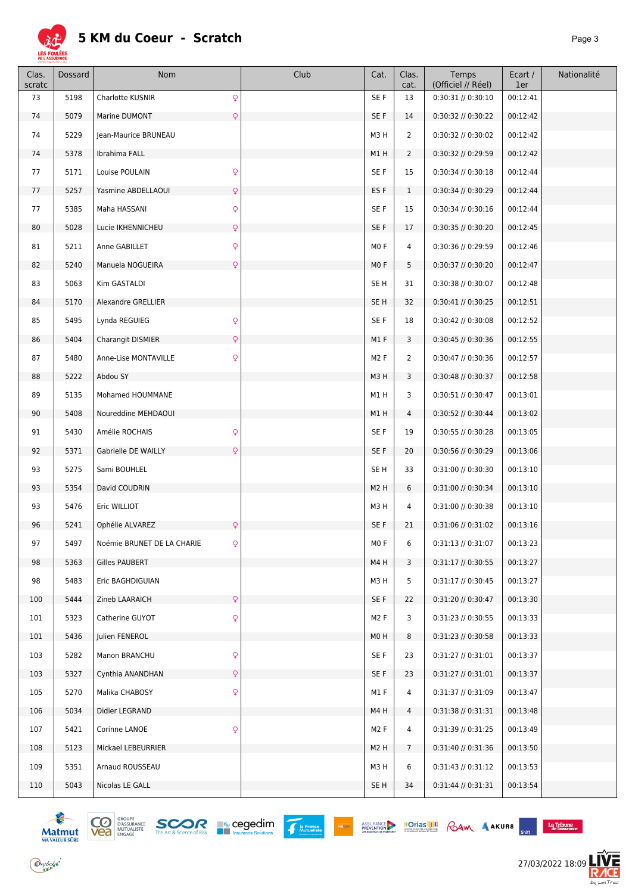# 5 KM du Coeur - Scratch

| Clas. scratc | Dossard | Nom | | Club | Cat. | Clas. cat. | Temps (Officiel // Réel) | Ecart / 1er | Nationalité |
|---|---|---|---|---|---|---|---|---|---|
| 73 | 5198 | Charlotte KUSNIR | ♀ | | SE F | 13 | 0:30:31 // 0:30:10 | 00:12:41 | |
| 74 | 5079 | Marine DUMONT | ♀ | | SE F | 14 | 0:30:32 // 0:30:22 | 00:12:42 | |
| 74 | 5229 | Jean-Maurice BRUNEAU | | | M3 H | 2 | 0:30:32 // 0:30:02 | 00:12:42 | |
| 74 | 5378 | Ibrahima FALL | | | M1 H | 2 | 0:30:32 // 0:29:59 | 00:12:42 | |
| 77 | 5171 | Louise POULAIN | ♀ | | SE F | 15 | 0:30:34 // 0:30:18 | 00:12:44 | |
| 77 | 5257 | Yasmine ABDELLAOUI | ♀ | | ES F | 1 | 0:30:34 // 0:30:29 | 00:12:44 | |
| 77 | 5385 | Maha HASSANI | ♀ | | SE F | 15 | 0:30:34 // 0:30:16 | 00:12:44 | |
| 80 | 5028 | Lucie IKHENNICHEU | ♀ | | SE F | 17 | 0:30:35 // 0:30:20 | 00:12:45 | |
| 81 | 5211 | Anne GABILLET | ♀ | | M0 F | 4 | 0:30:36 // 0:29:59 | 00:12:46 | |
| 82 | 5240 | Manuela NOGUEIRA | ♀ | | M0 F | 5 | 0:30:37 // 0:30:20 | 00:12:47 | |
| 83 | 5063 | Kim GASTALDI | | | SE H | 31 | 0:30:38 // 0:30:07 | 00:12:48 | |
| 84 | 5170 | Alexandre GRELLIER | | | SE H | 32 | 0:30:41 // 0:30:25 | 00:12:51 | |
| 85 | 5495 | Lynda REGUIEG | ♀ | | SE F | 18 | 0:30:42 // 0:30:08 | 00:12:52 | |
| 86 | 5404 | Charangit DISMIER | ♀ | | M1 F | 3 | 0:30:45 // 0:30:36 | 00:12:55 | |
| 87 | 5480 | Anne-Lise MONTAVILLE | ♀ | | M2 F | 2 | 0:30:47 // 0:30:36 | 00:12:57 | |
| 88 | 5222 | Abdou SY | | | M3 H | 3 | 0:30:48 // 0:30:37 | 00:12:58 | |
| 89 | 5135 | Mohamed HOUMMANE | | | M1 H | 3 | 0:30:51 // 0:30:47 | 00:13:01 | |
| 90 | 5408 | Noureddine MEHDAOUI | | | M1 H | 4 | 0:30:52 // 0:30:44 | 00:13:02 | |
| 91 | 5430 | Amélie ROCHAIS | ♀ | | SE F | 19 | 0:30:55 // 0:30:28 | 00:13:05 | |
| 92 | 5371 | Gabrielle DE WAILLY | ♀ | | SE F | 20 | 0:30:56 // 0:30:29 | 00:13:06 | |
| 93 | 5275 | Sami BOUHLEL | | | SE H | 33 | 0:31:00 // 0:30:30 | 00:13:10 | |
| 93 | 5354 | David COUDRIN | | | M2 H | 6 | 0:31:00 // 0:30:34 | 00:13:10 | |
| 93 | 5476 | Eric WILLIOT | | | M3 H | 4 | 0:31:00 // 0:30:38 | 00:13:10 | |
| 96 | 5241 | Ophélie ALVAREZ | ♀ | | SE F | 21 | 0:31:06 // 0:31:02 | 00:13:16 | |
| 97 | 5497 | Noémie BRUNET DE LA CHARIE | ♀ | | M0 F | 6 | 0:31:13 // 0:31:07 | 00:13:23 | |
| 98 | 5363 | Gilles PAUBERT | | | M4 H | 3 | 0:31:17 // 0:30:55 | 00:13:27 | |
| 98 | 5483 | Eric BAGHDIGUIAN | | | M3 H | 5 | 0:31:17 // 0:30:45 | 00:13:27 | |
| 100 | 5444 | Zineb LAARAICH | ♀ | | SE F | 22 | 0:31:20 // 0:30:47 | 00:13:30 | |
| 101 | 5323 | Catherine GUYOT | ♀ | | M2 F | 3 | 0:31:23 // 0:30:55 | 00:13:33 | |
| 101 | 5436 | Julien FENEROL | | | M0 H | 8 | 0:31:23 // 0:30:58 | 00:13:33 | |
| 103 | 5282 | Manon BRANCHU | ♀ | | SE F | 23 | 0:31:27 // 0:31:01 | 00:13:37 | |
| 103 | 5327 | Cynthia ANANDHAN | ♀ | | SE F | 23 | 0:31:27 // 0:31:01 | 00:13:37 | |
| 105 | 5270 | Malika CHABOSY | ♀ | | M1 F | 4 | 0:31:37 // 0:31:09 | 00:13:47 | |
| 106 | 5034 | Didier LEGRAND | | | M4 H | 4 | 0:31:38 // 0:31:31 | 00:13:48 | |
| 107 | 5421 | Corinne LANOE | ♀ | | M2 F | 4 | 0:31:39 // 0:31:25 | 00:13:49 | |
| 108 | 5123 | Mickael LEBEURRIER | | | M2 H | 7 | 0:31:40 // 0:31:36 | 00:13:50 | |
| 109 | 5351 | Arnaud ROUSSEAU | | | M3 H | 6 | 0:31:43 // 0:31:12 | 00:13:53 | |
| 110 | 5043 | Nicolas LE GALL | | | SE H | 34 | 0:31:44 // 0:31:31 | 00:13:54 | |

27/03/2022 18:09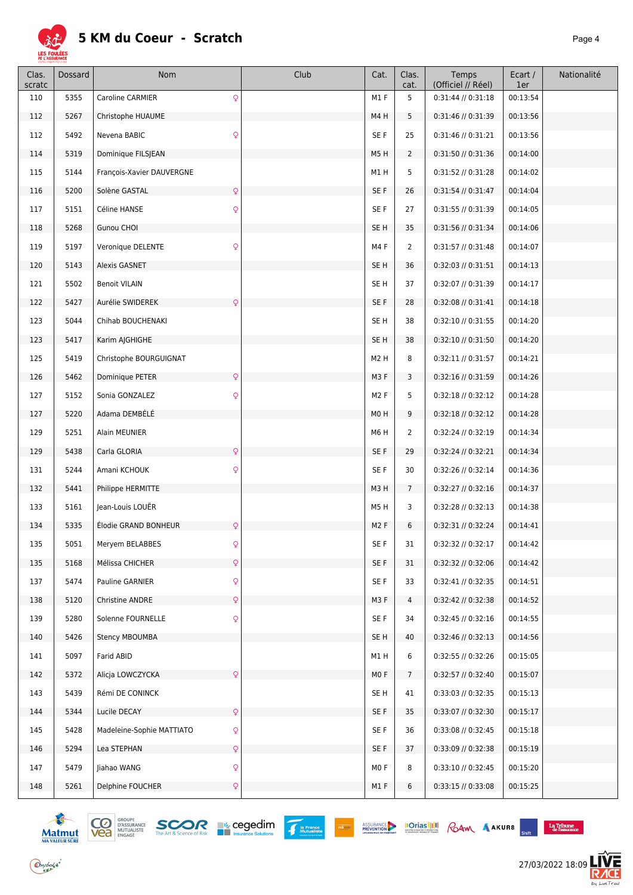# 5 KM du Coeur - Scratch

| Clas. scratc | Dossard | Nom | Club | Cat. | Clas. cat. | Temps (Officiel // Réel) | Ecart / 1er | Nationalité |
|---|---|---|---|---|---|---|---|---|
| 110 | 5355 | Caroline CARMIER ♀ | | M1 F | 5 | 0:31:44 // 0:31:18 | 00:13:54 | |
| 112 | 5267 | Christophe HUAUME | | M4 H | 5 | 0:31:46 // 0:31:39 | 00:13:56 | |
| 112 | 5492 | Nevena BABIC ♀ | | SE F | 25 | 0:31:46 // 0:31:21 | 00:13:56 | |
| 114 | 5319 | Dominique FILSJEAN | | M5 H | 2 | 0:31:50 // 0:31:36 | 00:14:00 | |
| 115 | 5144 | François-Xavier DAUVERGNE | | M1 H | 5 | 0:31:52 // 0:31:28 | 00:14:02 | |
| 116 | 5200 | Solène GASTAL ♀ | | SE F | 26 | 0:31:54 // 0:31:47 | 00:14:04 | |
| 117 | 5151 | Céline HANSE ♀ | | SE F | 27 | 0:31:55 // 0:31:39 | 00:14:05 | |
| 118 | 5268 | Gunou CHOI | | SE H | 35 | 0:31:56 // 0:31:34 | 00:14:06 | |
| 119 | 5197 | Veronique DELENTE ♀ | | M4 F | 2 | 0:31:57 // 0:31:48 | 00:14:07 | |
| 120 | 5143 | Alexis GASNET | | SE H | 36 | 0:32:03 // 0:31:51 | 00:14:13 | |
| 121 | 5502 | Benoit VILAIN | | SE H | 37 | 0:32:07 // 0:31:39 | 00:14:17 | |
| 122 | 5427 | Aurélie SWIDEREK ♀ | | SE F | 28 | 0:32:08 // 0:31:41 | 00:14:18 | |
| 123 | 5044 | Chihab BOUCHENAKI | | SE H | 38 | 0:32:10 // 0:31:55 | 00:14:20 | |
| 123 | 5417 | Karim AJGHIGHE | | SE H | 38 | 0:32:10 // 0:31:50 | 00:14:20 | |
| 125 | 5419 | Christophe BOURGUIGNAT | | M2 H | 8 | 0:32:11 // 0:31:57 | 00:14:21 | |
| 126 | 5462 | Dominique PETER ♀ | | M3 F | 3 | 0:32:16 // 0:31:59 | 00:14:26 | |
| 127 | 5152 | Sonia GONZALEZ ♀ | | M2 F | 5 | 0:32:18 // 0:32:12 | 00:14:28 | |
| 127 | 5220 | Adama DEMBÉLÉ | | M0 H | 9 | 0:32:18 // 0:32:12 | 00:14:28 | |
| 129 | 5251 | Alain MEUNIER | | M6 H | 2 | 0:32:24 // 0:32:19 | 00:14:34 | |
| 129 | 5438 | Carla GLORIA ♀ | | SE F | 29 | 0:32:24 // 0:32:21 | 00:14:34 | |
| 131 | 5244 | Amani KCHOUK ♀ | | SE F | 30 | 0:32:26 // 0:32:14 | 00:14:36 | |
| 132 | 5441 | Philippe HERMITTE | | M3 H | 7 | 0:32:27 // 0:32:16 | 00:14:37 | |
| 133 | 5161 | Jean-Louis LOUËR | | M5 H | 3 | 0:32:28 // 0:32:13 | 00:14:38 | |
| 134 | 5335 | Élodie GRAND BONHEUR ♀ | | M2 F | 6 | 0:32:31 // 0:32:24 | 00:14:41 | |
| 135 | 5051 | Meryem BELABBES ♀ | | SE F | 31 | 0:32:32 // 0:32:17 | 00:14:42 | |
| 135 | 5168 | Mélissa CHICHER ♀ | | SE F | 31 | 0:32:32 // 0:32:06 | 00:14:42 | |
| 137 | 5474 | Pauline GARNIER ♀ | | SE F | 33 | 0:32:41 // 0:32:35 | 00:14:51 | |
| 138 | 5120 | Christine ANDRE ♀ | | M3 F | 4 | 0:32:42 // 0:32:38 | 00:14:52 | |
| 139 | 5280 | Solenne FOURNELLE ♀ | | SE F | 34 | 0:32:45 // 0:32:16 | 00:14:55 | |
| 140 | 5426 | Stency MBOUMBA | | SE H | 40 | 0:32:46 // 0:32:13 | 00:14:56 | |
| 141 | 5097 | Farid ABID | | M1 H | 6 | 0:32:55 // 0:32:26 | 00:15:05 | |
| 142 | 5372 | Alicja LOWCZYCKA ♀ | | M0 F | 7 | 0:32:57 // 0:32:40 | 00:15:07 | |
| 143 | 5439 | Rémi DE CONINCK | | SE H | 41 | 0:33:03 // 0:32:35 | 00:15:13 | |
| 144 | 5344 | Lucile DECAY ♀ | | SE F | 35 | 0:33:07 // 0:32:30 | 00:15:17 | |
| 145 | 5428 | Madeleine-Sophie MATTIATO ♀ | | SE F | 36 | 0:33:08 // 0:32:45 | 00:15:18 | |
| 146 | 5294 | Lea STEPHAN ♀ | | SE F | 37 | 0:33:09 // 0:32:38 | 00:15:19 | |
| 147 | 5479 | Jiahao WANG ♀ | | M0 F | 8 | 0:33:10 // 0:32:45 | 00:15:20 | |
| 148 | 5261 | Delphine FOUCHER ♀ | | M1 F | 6 | 0:33:15 // 0:33:08 | 00:15:25 | |

27/03/2022 18:09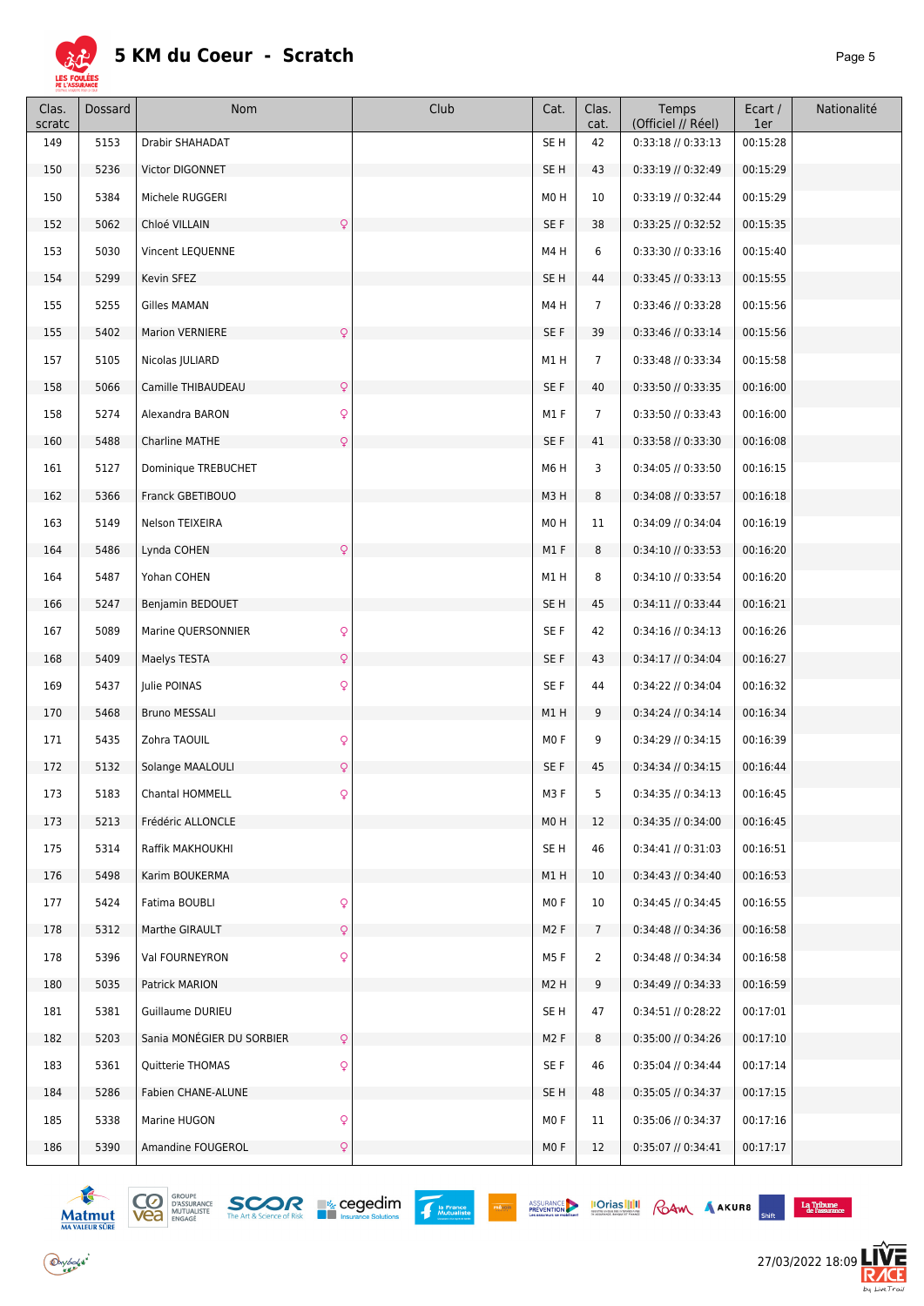# 5 KM du Coeur - Scratch

| Clas. scratc | Dossard | Nom | Club | Cat. | Clas. cat. | Temps (Officiel // Réel) | Ecart / 1er | Nationalité |
|---|---|---|---|---|---|---|---|---|
| 149 | 5153 | Drabir SHAHADAT | | SE H | 42 | 0:33:18 // 0:33:13 | 00:15:28 | |
| 150 | 5236 | Victor DIGONNET | | SE H | 43 | 0:33:19 // 0:32:49 | 00:15:29 | |
| 150 | 5384 | Michele RUGGERI | | M0 H | 10 | 0:33:19 // 0:32:44 | 00:15:29 | |
| 152 | 5062 | Chloé VILLAIN ♀ | | SE F | 38 | 0:33:25 // 0:32:52 | 00:15:35 | |
| 153 | 5030 | Vincent LEQUENNE | | M4 H | 6 | 0:33:30 // 0:33:16 | 00:15:40 | |
| 154 | 5299 | Kevin SFEZ | | SE H | 44 | 0:33:45 // 0:33:13 | 00:15:55 | |
| 155 | 5255 | Gilles MAMAN | | M4 H | 7 | 0:33:46 // 0:33:28 | 00:15:56 | |
| 155 | 5402 | Marion VERNIERE ♀ | | SE F | 39 | 0:33:46 // 0:33:14 | 00:15:56 | |
| 157 | 5105 | Nicolas JULIARD | | M1 H | 7 | 0:33:48 // 0:33:34 | 00:15:58 | |
| 158 | 5066 | Camille THIBAUDEAU ♀ | | SE F | 40 | 0:33:50 // 0:33:35 | 00:16:00 | |
| 158 | 5274 | Alexandra BARON ♀ | | M1 F | 7 | 0:33:50 // 0:33:43 | 00:16:00 | |
| 160 | 5488 | Charline MATHE ♀ | | SE F | 41 | 0:33:58 // 0:33:30 | 00:16:08 | |
| 161 | 5127 | Dominique TREBUCHET | | M6 H | 3 | 0:34:05 // 0:33:50 | 00:16:15 | |
| 162 | 5366 | Franck GBETIBOUO | | M3 H | 8 | 0:34:08 // 0:33:57 | 00:16:18 | |
| 163 | 5149 | Nelson TEIXEIRA | | M0 H | 11 | 0:34:09 // 0:34:04 | 00:16:19 | |
| 164 | 5486 | Lynda COHEN ♀ | | M1 F | 8 | 0:34:10 // 0:33:53 | 00:16:20 | |
| 164 | 5487 | Yohan COHEN | | M1 H | 8 | 0:34:10 // 0:33:54 | 00:16:20 | |
| 166 | 5247 | Benjamin BEDOUET | | SE H | 45 | 0:34:11 // 0:33:44 | 00:16:21 | |
| 167 | 5089 | Marine QUERSONNIER ♀ | | SE F | 42 | 0:34:16 // 0:34:13 | 00:16:26 | |
| 168 | 5409 | Maelys TESTA ♀ | | SE F | 43 | 0:34:17 // 0:34:04 | 00:16:27 | |
| 169 | 5437 | Julie POINAS ♀ | | SE F | 44 | 0:34:22 // 0:34:04 | 00:16:32 | |
| 170 | 5468 | Bruno MESSALI | | M1 H | 9 | 0:34:24 // 0:34:14 | 00:16:34 | |
| 171 | 5435 | Zohra TAOUIL ♀ | | M0 F | 9 | 0:34:29 // 0:34:15 | 00:16:39 | |
| 172 | 5132 | Solange MAALOULI ♀ | | SE F | 45 | 0:34:34 // 0:34:15 | 00:16:44 | |
| 173 | 5183 | Chantal HOMMELL ♀ | | M3 F | 5 | 0:34:35 // 0:34:13 | 00:16:45 | |
| 173 | 5213 | Frédéric ALLONCLE | | M0 H | 12 | 0:34:35 // 0:34:00 | 00:16:45 | |
| 175 | 5314 | Raffik MAKHOUKHI | | SE H | 46 | 0:34:41 // 0:31:03 | 00:16:51 | |
| 176 | 5498 | Karim BOUKERMA | | M1 H | 10 | 0:34:43 // 0:34:40 | 00:16:53 | |
| 177 | 5424 | Fatima BOUBLI ♀ | | M0 F | 10 | 0:34:45 // 0:34:45 | 00:16:55 | |
| 178 | 5312 | Marthe GIRAULT ♀ | | M2 F | 7 | 0:34:48 // 0:34:36 | 00:16:58 | |
| 178 | 5396 | Val FOURNEYRON ♀ | | M5 F | 2 | 0:34:48 // 0:34:34 | 00:16:58 | |
| 180 | 5035 | Patrick MARION | | M2 H | 9 | 0:34:49 // 0:34:33 | 00:16:59 | |
| 181 | 5381 | Guillaume DURIEU | | SE H | 47 | 0:34:51 // 0:28:22 | 00:17:01 | |
| 182 | 5203 | Sania MONÉGIER DU SORBIER ♀ | | M2 F | 8 | 0:35:00 // 0:34:26 | 00:17:10 | |
| 183 | 5361 | Quitterie THOMAS ♀ | | SE F | 46 | 0:35:04 // 0:34:44 | 00:17:14 | |
| 184 | 5286 | Fabien CHANE-ALUNE | | SE H | 48 | 0:35:05 // 0:34:37 | 00:17:15 | |
| 185 | 5338 | Marine HUGON ♀ | | M0 F | 11 | 0:35:06 // 0:34:37 | 00:17:16 | |
| 186 | 5390 | Amandine FOUGEROL ♀ | | M0 F | 12 | 0:35:07 // 0:34:41 | 00:17:17 | |

27/03/2022 18:09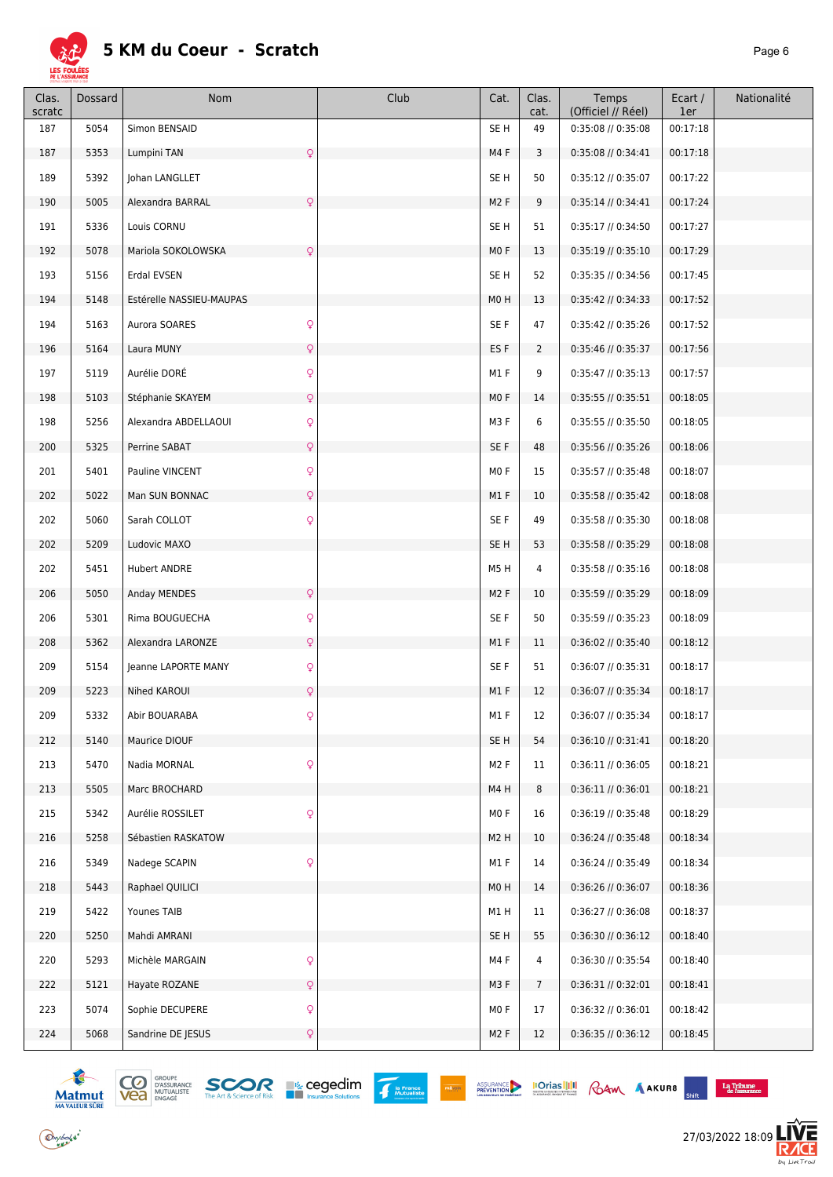# 5 KM du Coeur - Scratch

| Clas. scratc | Dossard | Nom | Club | Cat. | Clas. cat. | Temps (Officiel // Réel) | Ecart / 1er | Nationalité |
|---|---|---|---|---|---|---|---|---|
| 187 | 5054 | Simon BENSAID | | SE H | 49 | 0:35:08 // 0:35:08 | 00:17:18 | |
| 187 | 5353 | Lumpini TAN ♀ | | M4 F | 3 | 0:35:08 // 0:34:41 | 00:17:18 | |
| 189 | 5392 | Johan LANGLLET | | SE H | 50 | 0:35:12 // 0:35:07 | 00:17:22 | |
| 190 | 5005 | Alexandra BARRAL ♀ | | M2 F | 9 | 0:35:14 // 0:34:41 | 00:17:24 | |
| 191 | 5336 | Louis CORNU | | SE H | 51 | 0:35:17 // 0:34:50 | 00:17:27 | |
| 192 | 5078 | Mariola SOKOLOWSKA ♀ | | M0 F | 13 | 0:35:19 // 0:35:10 | 00:17:29 | |
| 193 | 5156 | Erdal EVSEN | | SE H | 52 | 0:35:35 // 0:34:56 | 00:17:45 | |
| 194 | 5148 | Estérelle NASSIEU-MAUPAS | | M0 H | 13 | 0:35:42 // 0:34:33 | 00:17:52 | |
| 194 | 5163 | Aurora SOARES ♀ | | SE F | 47 | 0:35:42 // 0:35:26 | 00:17:52 | |
| 196 | 5164 | Laura MUNY ♀ | | ES F | 2 | 0:35:46 // 0:35:37 | 00:17:56 | |
| 197 | 5119 | Aurélie DORÉ ♀ | | M1 F | 9 | 0:35:47 // 0:35:13 | 00:17:57 | |
| 198 | 5103 | Stéphanie SKAYEM ♀ | | M0 F | 14 | 0:35:55 // 0:35:51 | 00:18:05 | |
| 198 | 5256 | Alexandra ABDELLAOUI ♀ | | M3 F | 6 | 0:35:55 // 0:35:50 | 00:18:05 | |
| 200 | 5325 | Perrine SABAT ♀ | | SE F | 48 | 0:35:56 // 0:35:26 | 00:18:06 | |
| 201 | 5401 | Pauline VINCENT ♀ | | M0 F | 15 | 0:35:57 // 0:35:48 | 00:18:07 | |
| 202 | 5022 | Man SUN BONNAC ♀ | | M1 F | 10 | 0:35:58 // 0:35:42 | 00:18:08 | |
| 202 | 5060 | Sarah COLLOT ♀ | | SE F | 49 | 0:35:58 // 0:35:30 | 00:18:08 | |
| 202 | 5209 | Ludovic MAXO | | SE H | 53 | 0:35:58 // 0:35:29 | 00:18:08 | |
| 202 | 5451 | Hubert ANDRE | | M5 H | 4 | 0:35:58 // 0:35:16 | 00:18:08 | |
| 206 | 5050 | Anday MENDES ♀ | | M2 F | 10 | 0:35:59 // 0:35:29 | 00:18:09 | |
| 206 | 5301 | Rima BOUGUECHA ♀ | | SE F | 50 | 0:35:59 // 0:35:23 | 00:18:09 | |
| 208 | 5362 | Alexandra LARONZE ♀ | | M1 F | 11 | 0:36:02 // 0:35:40 | 00:18:12 | |
| 209 | 5154 | Jeanne LAPORTE MANY ♀ | | SE F | 51 | 0:36:07 // 0:35:31 | 00:18:17 | |
| 209 | 5223 | Nihed KAROUI ♀ | | M1 F | 12 | 0:36:07 // 0:35:34 | 00:18:17 | |
| 209 | 5332 | Abir BOUARABA ♀ | | M1 F | 12 | 0:36:07 // 0:35:34 | 00:18:17 | |
| 212 | 5140 | Maurice DIOUF | | SE H | 54 | 0:36:10 // 0:31:41 | 00:18:20 | |
| 213 | 5470 | Nadia MORNAL ♀ | | M2 F | 11 | 0:36:11 // 0:36:05 | 00:18:21 | |
| 213 | 5505 | Marc BROCHARD | | M4 H | 8 | 0:36:11 // 0:36:01 | 00:18:21 | |
| 215 | 5342 | Aurélie ROSSILET ♀ | | M0 F | 16 | 0:36:19 // 0:35:48 | 00:18:29 | |
| 216 | 5258 | Sébastien RASKATOW | | M2 H | 10 | 0:36:24 // 0:35:48 | 00:18:34 | |
| 216 | 5349 | Nadege SCAPIN ♀ | | M1 F | 14 | 0:36:24 // 0:35:49 | 00:18:34 | |
| 218 | 5443 | Raphael QUILICI | | M0 H | 14 | 0:36:26 // 0:36:07 | 00:18:36 | |
| 219 | 5422 | Younes TAIB | | M1 H | 11 | 0:36:27 // 0:36:08 | 00:18:37 | |
| 220 | 5250 | Mahdi AMRANI | | SE H | 55 | 0:36:30 // 0:36:12 | 00:18:40 | |
| 220 | 5293 | Michèle MARGAIN ♀ | | M4 F | 4 | 0:36:30 // 0:35:54 | 00:18:40 | |
| 222 | 5121 | Hayate ROZANE ♀ | | M3 F | 7 | 0:36:31 // 0:32:01 | 00:18:41 | |
| 223 | 5074 | Sophie DECUPERE ♀ | | M0 F | 17 | 0:36:32 // 0:36:01 | 00:18:42 | |
| 224 | 5068 | Sandrine DE JESUS ♀ | | M2 F | 12 | 0:36:35 // 0:36:12 | 00:18:45 | |

27/03/2022 18:09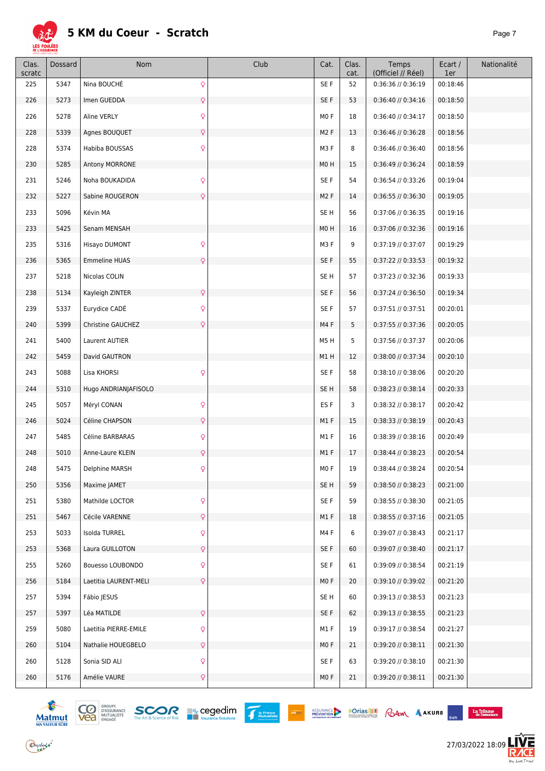# 5 KM du Coeur - Scratch

| Clas. scratc | Dossard | Nom | Club | Cat. | Clas. cat. | Temps (Officiel // Réel) | Ecart / 1er | Nationalité |
|---|---|---|---|---|---|---|---|---|
| 225 | 5347 | Nina BOUCHÉ ♀ | | SE F | 52 | 0:36:36 // 0:36:19 | 00:18:46 | |
| 226 | 5273 | Imen GUEDDA ♀ | | SE F | 53 | 0:36:40 // 0:34:16 | 00:18:50 | |
| 226 | 5278 | Aline VERLY ♀ | | M0 F | 18 | 0:36:40 // 0:34:17 | 00:18:50 | |
| 228 | 5339 | Agnes BOUQUET ♀ | | M2 F | 13 | 0:36:46 // 0:36:28 | 00:18:56 | |
| 228 | 5374 | Habiba BOUSSAS ♀ | | M3 F | 8 | 0:36:46 // 0:36:40 | 00:18:56 | |
| 230 | 5285 | Antony MORRONE | | M0 H | 15 | 0:36:49 // 0:36:24 | 00:18:59 | |
| 231 | 5246 | Noha BOUKADIDA ♀ | | SE F | 54 | 0:36:54 // 0:33:26 | 00:19:04 | |
| 232 | 5227 | Sabine ROUGERON ♀ | | M2 F | 14 | 0:36:55 // 0:36:30 | 00:19:05 | |
| 233 | 5096 | Kévin MA | | SE H | 56 | 0:37:06 // 0:36:35 | 00:19:16 | |
| 233 | 5425 | Senam MENSAH | | M0 H | 16 | 0:37:06 // 0:32:36 | 00:19:16 | |
| 235 | 5316 | Hisayo DUMONT ♀ | | M3 F | 9 | 0:37:19 // 0:37:07 | 00:19:29 | |
| 236 | 5365 | Emmeline HUAS ♀ | | SE F | 55 | 0:37:22 // 0:33:53 | 00:19:32 | |
| 237 | 5218 | Nicolas COLIN | | SE H | 57 | 0:37:23 // 0:32:36 | 00:19:33 | |
| 238 | 5134 | Kayleigh ZINTER ♀ | | SE F | 56 | 0:37:24 // 0:36:50 | 00:19:34 | |
| 239 | 5337 | Eurydice CADÉ ♀ | | SE F | 57 | 0:37:51 // 0:37:51 | 00:20:01 | |
| 240 | 5399 | Christine GAUCHEZ ♀ | | M4 F | 5 | 0:37:55 // 0:37:36 | 00:20:05 | |
| 241 | 5400 | Laurent AUTIER | | M5 H | 5 | 0:37:56 // 0:37:37 | 00:20:06 | |
| 242 | 5459 | David GAUTRON | | M1 H | 12 | 0:38:00 // 0:37:34 | 00:20:10 | |
| 243 | 5088 | Lisa KHORSI ♀ | | SE F | 58 | 0:38:10 // 0:38:06 | 00:20:20 | |
| 244 | 5310 | Hugo ANDRIANJAFISOLO | | SE H | 58 | 0:38:23 // 0:38:14 | 00:20:33 | |
| 245 | 5057 | Méryl CONAN ♀ | | ES F | 3 | 0:38:32 // 0:38:17 | 00:20:42 | |
| 246 | 5024 | Céline CHAPSON ♀ | | M1 F | 15 | 0:38:33 // 0:38:19 | 00:20:43 | |
| 247 | 5485 | Céline BARBARAS ♀ | | M1 F | 16 | 0:38:39 // 0:38:16 | 00:20:49 | |
| 248 | 5010 | Anne-Laure KLEIN ♀ | | M1 F | 17 | 0:38:44 // 0:38:23 | 00:20:54 | |
| 248 | 5475 | Delphine MARSH ♀ | | M0 F | 19 | 0:38:44 // 0:38:24 | 00:20:54 | |
| 250 | 5356 | Maxime JAMET | | SE H | 59 | 0:38:50 // 0:38:23 | 00:21:00 | |
| 251 | 5380 | Mathilde LOCTOR ♀ | | SE F | 59 | 0:38:55 // 0:38:30 | 00:21:05 | |
| 251 | 5467 | Cécile VARENNE ♀ | | M1 F | 18 | 0:38:55 // 0:37:16 | 00:21:05 | |
| 253 | 5033 | Isolda TURREL ♀ | | M4 F | 6 | 0:39:07 // 0:38:43 | 00:21:17 | |
| 253 | 5368 | Laura GUILLOTON ♀ | | SE F | 60 | 0:39:07 // 0:38:40 | 00:21:17 | |
| 255 | 5260 | Bouesso LOUBONDO ♀ | | SE F | 61 | 0:39:09 // 0:38:54 | 00:21:19 | |
| 256 | 5184 | Laetitia LAURENT-MELI ♀ | | M0 F | 20 | 0:39:10 // 0:39:02 | 00:21:20 | |
| 257 | 5394 | Fábio JESUS | | SE H | 60 | 0:39:13 // 0:38:53 | 00:21:23 | |
| 257 | 5397 | Léa MATILDE ♀ | | SE F | 62 | 0:39:13 // 0:38:55 | 00:21:23 | |
| 259 | 5080 | Laetitia PIERRE-EMILE ♀ | | M1 F | 19 | 0:39:17 // 0:38:54 | 00:21:27 | |
| 260 | 5104 | Nathalie HOUEGBELO ♀ | | M0 F | 21 | 0:39:20 // 0:38:11 | 00:21:30 | |
| 260 | 5128 | Sonia SID ALI ♀ | | SE F | 63 | 0:39:20 // 0:38:10 | 00:21:30 | |
| 260 | 5176 | Amélie VAURE ♀ | | M0 F | 21 | 0:39:20 // 0:38:11 | 00:21:30 | |

27/03/2022 18:09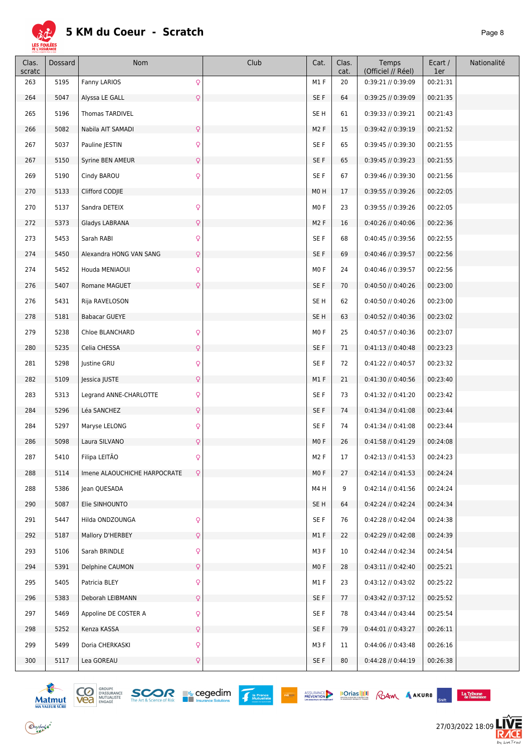# 5 KM du Coeur - Scratch

| Clas. scratc | Dossard | Nom | | Club | Cat. | Clas. cat. | Temps (Officiel // Réel) | Ecart / 1er | Nationalité |
|---|---|---|---|---|---|---|---|---|---|
| 263 | 5195 | Fanny LARIOS | ♀ | | M1 F | 20 | 0:39:21 // 0:39:09 | 00:21:31 | |
| 264 | 5047 | Alyssa LE GALL | ♀ | | SE F | 64 | 0:39:25 // 0:39:09 | 00:21:35 | |
| 265 | 5196 | Thomas TARDIVEL | | | SE H | 61 | 0:39:33 // 0:39:21 | 00:21:43 | |
| 266 | 5082 | Nabila AIT SAMADI | ♀ | | M2 F | 15 | 0:39:42 // 0:39:19 | 00:21:52 | |
| 267 | 5037 | Pauline JESTIN | ♀ | | SE F | 65 | 0:39:45 // 0:39:30 | 00:21:55 | |
| 267 | 5150 | Syrine BEN AMEUR | ♀ | | SE F | 65 | 0:39:45 // 0:39:23 | 00:21:55 | |
| 269 | 5190 | Cindy BAROU | ♀ | | SE F | 67 | 0:39:46 // 0:39:30 | 00:21:56 | |
| 270 | 5133 | Clifford CODJIE | | | M0 H | 17 | 0:39:55 // 0:39:26 | 00:22:05 | |
| 270 | 5137 | Sandra DETEIX | ♀ | | M0 F | 23 | 0:39:55 // 0:39:26 | 00:22:05 | |
| 272 | 5373 | Gladys LABRANA | ♀ | | M2 F | 16 | 0:40:26 // 0:40:06 | 00:22:36 | |
| 273 | 5453 | Sarah RABI | ♀ | | SE F | 68 | 0:40:45 // 0:39:56 | 00:22:55 | |
| 274 | 5450 | Alexandra HONG VAN SANG | ♀ | | SE F | 69 | 0:40:46 // 0:39:57 | 00:22:56 | |
| 274 | 5452 | Houda MENIAOUI | ♀ | | M0 F | 24 | 0:40:46 // 0:39:57 | 00:22:56 | |
| 276 | 5407 | Romane MAGUET | ♀ | | SE F | 70 | 0:40:50 // 0:40:26 | 00:23:00 | |
| 276 | 5431 | Rija RAVELOSON | | | SE H | 62 | 0:40:50 // 0:40:26 | 00:23:00 | |
| 278 | 5181 | Babacar GUEYE | | | SE H | 63 | 0:40:52 // 0:40:36 | 00:23:02 | |
| 279 | 5238 | Chloe BLANCHARD | ♀ | | M0 F | 25 | 0:40:57 // 0:40:36 | 00:23:07 | |
| 280 | 5235 | Celia CHESSA | ♀ | | SE F | 71 | 0:41:13 // 0:40:48 | 00:23:23 | |
| 281 | 5298 | Justine GRU | ♀ | | SE F | 72 | 0:41:22 // 0:40:57 | 00:23:32 | |
| 282 | 5109 | Jessica JUSTE | ♀ | | M1 F | 21 | 0:41:30 // 0:40:56 | 00:23:40 | |
| 283 | 5313 | Legrand ANNE-CHARLOTTE | ♀ | | SE F | 73 | 0:41:32 // 0:41:20 | 00:23:42 | |
| 284 | 5296 | Léa SANCHEZ | ♀ | | SE F | 74 | 0:41:34 // 0:41:08 | 00:23:44 | |
| 284 | 5297 | Maryse LELONG | ♀ | | SE F | 74 | 0:41:34 // 0:41:08 | 00:23:44 | |
| 286 | 5098 | Laura SILVANO | ♀ | | M0 F | 26 | 0:41:58 // 0:41:29 | 00:24:08 | |
| 287 | 5410 | Filipa LEITÃO | ♀ | | M2 F | 17 | 0:42:13 // 0:41:53 | 00:24:23 | |
| 288 | 5114 | Imene ALAOUCHICHE HARPOCRATE | ♀ | | M0 F | 27 | 0:42:14 // 0:41:53 | 00:24:24 | |
| 288 | 5386 | Jean QUESADA | | | M4 H | 9 | 0:42:14 // 0:41:56 | 00:24:24 | |
| 290 | 5087 | Elie SINHOUNTO | | | SE H | 64 | 0:42:24 // 0:42:24 | 00:24:34 | |
| 291 | 5447 | Hilda ONDZOUNGA | ♀ | | SE F | 76 | 0:42:28 // 0:42:04 | 00:24:38 | |
| 292 | 5187 | Mallory D'HERBEY | ♀ | | M1 F | 22 | 0:42:29 // 0:42:08 | 00:24:39 | |
| 293 | 5106 | Sarah BRINDLE | ♀ | | M3 F | 10 | 0:42:44 // 0:42:34 | 00:24:54 | |
| 294 | 5391 | Delphine CAUMON | ♀ | | M0 F | 28 | 0:43:11 // 0:42:40 | 00:25:21 | |
| 295 | 5405 | Patricia BLEY | ♀ | | M1 F | 23 | 0:43:12 // 0:43:02 | 00:25:22 | |
| 296 | 5383 | Deborah LEIBMANN | ♀ | | SE F | 77 | 0:43:42 // 0:37:12 | 00:25:52 | |
| 297 | 5469 | Appoline DE COSTER A | ♀ | | SE F | 78 | 0:43:44 // 0:43:44 | 00:25:54 | |
| 298 | 5252 | Kenza KASSA | ♀ | | SE F | 79 | 0:44:01 // 0:43:27 | 00:26:11 | |
| 299 | 5499 | Doria CHERKASKI | ♀ | | M3 F | 11 | 0:44:06 // 0:43:48 | 00:26:16 | |
| 300 | 5117 | Lea GOREAU | ♀ | | SE F | 80 | 0:44:28 // 0:44:19 | 00:26:38 | |

27/03/2022 18:09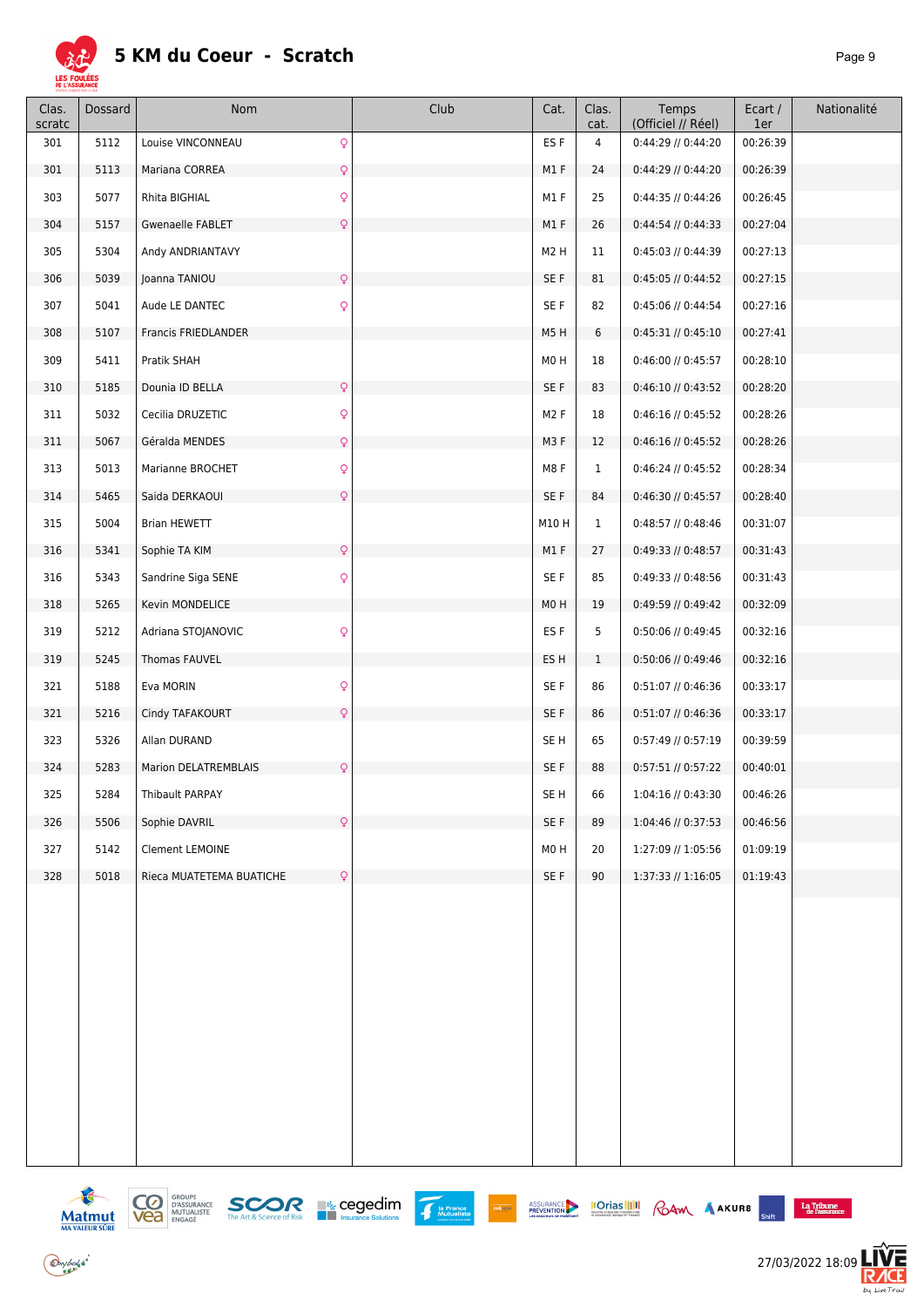# 5 KM du Coeur - Scratch

| Clas. scratc | Dossard | Nom | Club | Cat. | Clas. cat. | Temps (Officiel // Réel) | Ecart / 1er | Nationalité |
|---|---|---|---|---|---|---|---|---|
| 301 | 5112 | Louise VINCONNEAU ♀ | | ES F | 4 | 0:44:29 // 0:44:20 | 00:26:39 | |
| 301 | 5113 | Mariana CORREA ♀ | | M1 F | 24 | 0:44:29 // 0:44:20 | 00:26:39 | |
| 303 | 5077 | Rhita BIGHIAL ♀ | | M1 F | 25 | 0:44:35 // 0:44:26 | 00:26:45 | |
| 304 | 5157 | Gwenaelle FABLET ♀ | | M1 F | 26 | 0:44:54 // 0:44:33 | 00:27:04 | |
| 305 | 5304 | Andy ANDRIANTAVY | | M2 H | 11 | 0:45:03 // 0:44:39 | 00:27:13 | |
| 306 | 5039 | Joanna TANIOU ♀ | | SE F | 81 | 0:45:05 // 0:44:52 | 00:27:15 | |
| 307 | 5041 | Aude LE DANTEC ♀ | | SE F | 82 | 0:45:06 // 0:44:54 | 00:27:16 | |
| 308 | 5107 | Francis FRIEDLANDER | | M5 H | 6 | 0:45:31 // 0:45:10 | 00:27:41 | |
| 309 | 5411 | Pratik SHAH | | M0 H | 18 | 0:46:00 // 0:45:57 | 00:28:10 | |
| 310 | 5185 | Dounia ID BELLA ♀ | | SE F | 83 | 0:46:10 // 0:43:52 | 00:28:20 | |
| 311 | 5032 | Cecilia DRUZETIC ♀ | | M2 F | 18 | 0:46:16 // 0:45:52 | 00:28:26 | |
| 311 | 5067 | Géralda MENDES ♀ | | M3 F | 12 | 0:46:16 // 0:45:52 | 00:28:26 | |
| 313 | 5013 | Marianne BROCHET ♀ | | M8 F | 1 | 0:46:24 // 0:45:52 | 00:28:34 | |
| 314 | 5465 | Saida DERKAOUI ♀ | | SE F | 84 | 0:46:30 // 0:45:57 | 00:28:40 | |
| 315 | 5004 | Brian HEWETT | | M10 H | 1 | 0:48:57 // 0:48:46 | 00:31:07 | |
| 316 | 5341 | Sophie TA KIM ♀ | | M1 F | 27 | 0:49:33 // 0:48:57 | 00:31:43 | |
| 316 | 5343 | Sandrine Siga SENE ♀ | | SE F | 85 | 0:49:33 // 0:48:56 | 00:31:43 | |
| 318 | 5265 | Kevin MONDELICE | | M0 H | 19 | 0:49:59 // 0:49:42 | 00:32:09 | |
| 319 | 5212 | Adriana STOJANOVIC ♀ | | ES F | 5 | 0:50:06 // 0:49:45 | 00:32:16 | |
| 319 | 5245 | Thomas FAUVEL | | ES H | 1 | 0:50:06 // 0:49:46 | 00:32:16 | |
| 321 | 5188 | Eva MORIN ♀ | | SE F | 86 | 0:51:07 // 0:46:36 | 00:33:17 | |
| 321 | 5216 | Cindy TAFAKOURT ♀ | | SE F | 86 | 0:51:07 // 0:46:36 | 00:33:17 | |
| 323 | 5326 | Allan DURAND | | SE H | 65 | 0:57:49 // 0:57:19 | 00:39:59 | |
| 324 | 5283 | Marion DELATREMBLAIS ♀ | | SE F | 88 | 0:57:51 // 0:57:22 | 00:40:01 | |
| 325 | 5284 | Thibault PARPAY | | SE H | 66 | 1:04:16 // 0:43:30 | 00:46:26 | |
| 326 | 5506 | Sophie DAVRIL ♀ | | SE F | 89 | 1:04:46 // 0:37:53 | 00:46:56 | |
| 327 | 5142 | Clement LEMOINE | | M0 H | 20 | 1:27:09 // 1:05:56 | 01:09:19 | |
| 328 | 5018 | Rieca MUATETEMA BUATICHE ♀ | | SE F | 90 | 1:37:33 // 1:16:05 | 01:19:43 | |

27/03/2022 18:09